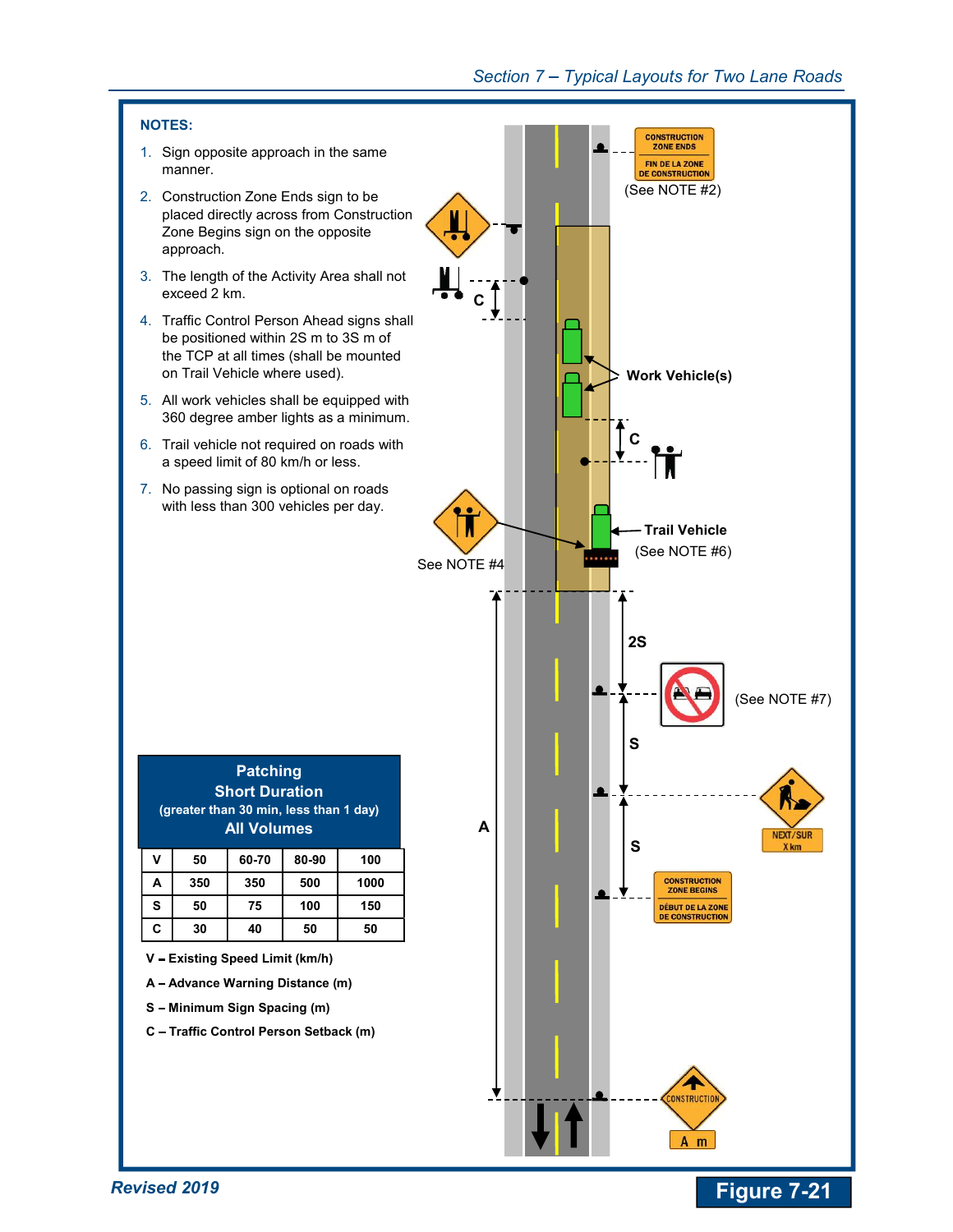**NOTES:**

1. Sign opposite approach in the same manner.
2. Construction Zone Ends sign to be placed directly across from Construction Zone Begins sign on the opposite approach.
3. The length of the Activity Area shall not exceed 2 km.
4. Traffic Control Person Ahead signs shall be positioned within 2S m to 3S m of the TCP at all times (shall be mounted on Trail Vehicle where used).
5. All work vehicles shall be equipped with 360 degree amber lights as a minimum.
6. Trail vehicle not required on roads with a speed limit of 80 km/h or less.
7. No passing sign is optional on roads with less than 300 vehicles per day.

CONSTRUCTION ZONE ENDS / FIN DE LA ZONE DE CONSTRUCTION (See NOTE #2)

C

Work Vehicle(s)

C

Trail Vehicle (See NOTE #6)

See NOTE #4

2S

(See NOTE #7)

S

NEXT/SUR X km

S

A

CONSTRUCTION ZONE BEGINS / DÉBUT DE LA ZONE DE CONSTRUCTION

CONSTRUCTION

A m

**Patching**
**Short Duration**
**(greater than 30 min, less than 1 day)**
**All Volumes**

| V | 50 | 60-70 | 80-90 | 100 |
|---|---|---|---|---|
| A | 350 | 350 | 500 | 1000 |
| S | 50 | 75 | 100 | 150 |
| C | 30 | 40 | 50 | 50 |

**V – Existing Speed Limit (km/h)**

**A – Advance Warning Distance (m)**

**S – Minimum Sign Spacing (m)**

**C – Traffic Control Person Setback (m)**

**Figure 7-21**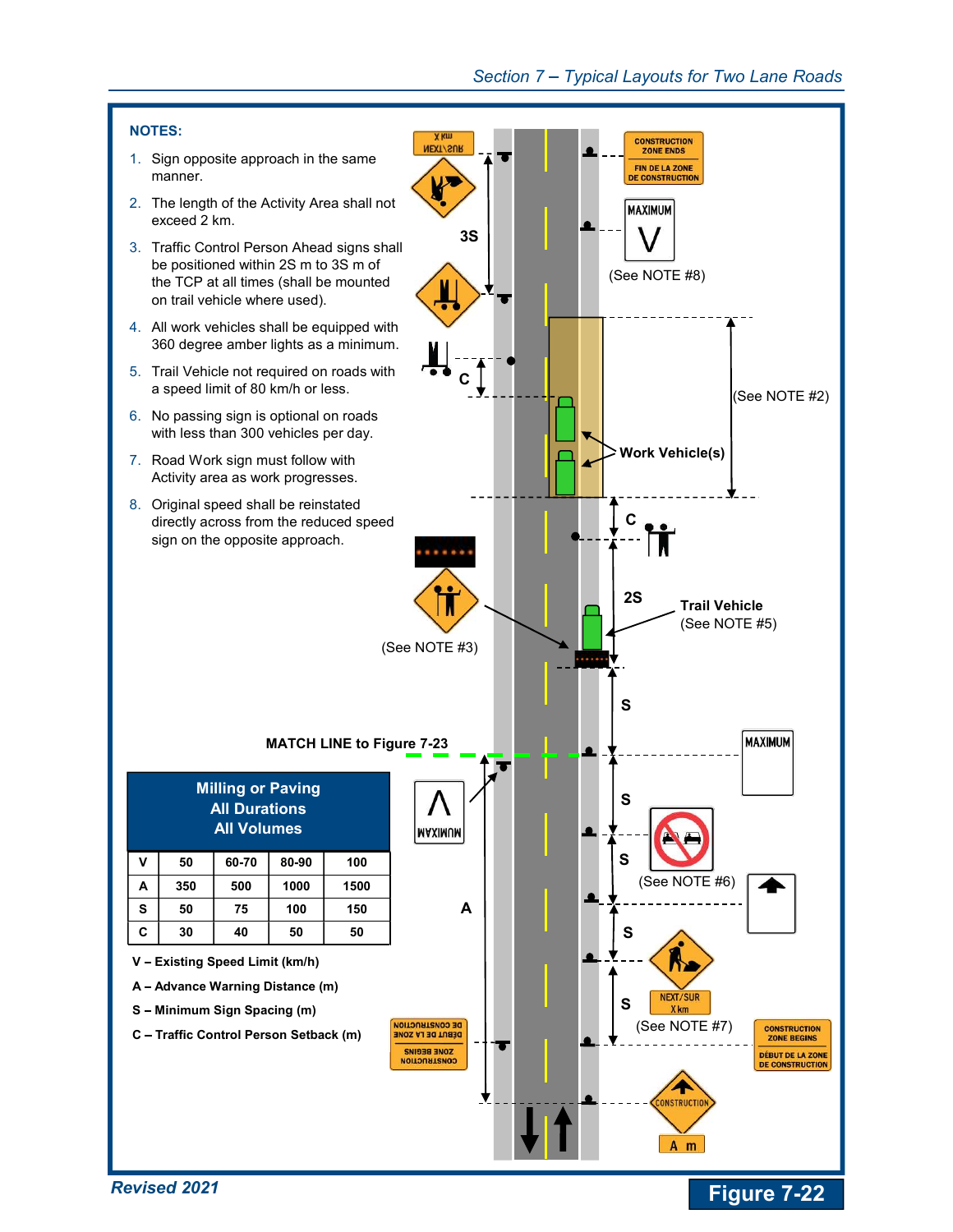**NOTES:**

1. Sign opposite approach in the same manner.
2. The length of the Activity Area shall not exceed 2 km.
3. Traffic Control Person Ahead signs shall be positioned within 2S m to 3S m of the TCP at all times (shall be mounted on trail vehicle where used).
4. All work vehicles shall be equipped with 360 degree amber lights as a minimum.
5. Trail Vehicle not required on roads with a speed limit of 80 km/h or less.
6. No passing sign is optional on roads with less than 300 vehicles per day.
7. Road Work sign must follow with Activity area as work progresses.
8. Original speed shall be reinstated directly across from the reduced speed sign on the opposite approach.

CONSTRUCTION ZONE ENDS / FIN DE LA ZONE DE CONSTRUCTION

NEXT/SUR X km

MAXIMUM V

(See NOTE #8)

3S

C

(See NOTE #2)

Work Vehicle(s)

C

2S

Trail Vehicle (See NOTE #5)

(See NOTE #3)

S

MATCH LINE to Figure 7-23

MAXIMUM

S

S

(See NOTE #6)

A

S

S

NEXT/SUR X km

(See NOTE #7)

CONSTRUCTION ZONE BEGINS / DÉBUT DE LA ZONE DE CONSTRUCTION

CONSTRUCTION

A m

**Milling or Paving**
**All Durations**
**All Volumes**

| V | 50 | 60-70 | 80-90 | 100 |
|---|---|---|---|---|
| A | 350 | 500 | 1000 | 1500 |
| S | 50 | 75 | 100 | 150 |
| C | 30 | 40 | 50 | 50 |

**V – Existing Speed Limit (km/h)**

**A – Advance Warning Distance (m)**

**S – Minimum Sign Spacing (m)**

**C – Traffic Control Person Setback (m)**

*Revised 2021*

**Figure 7-22**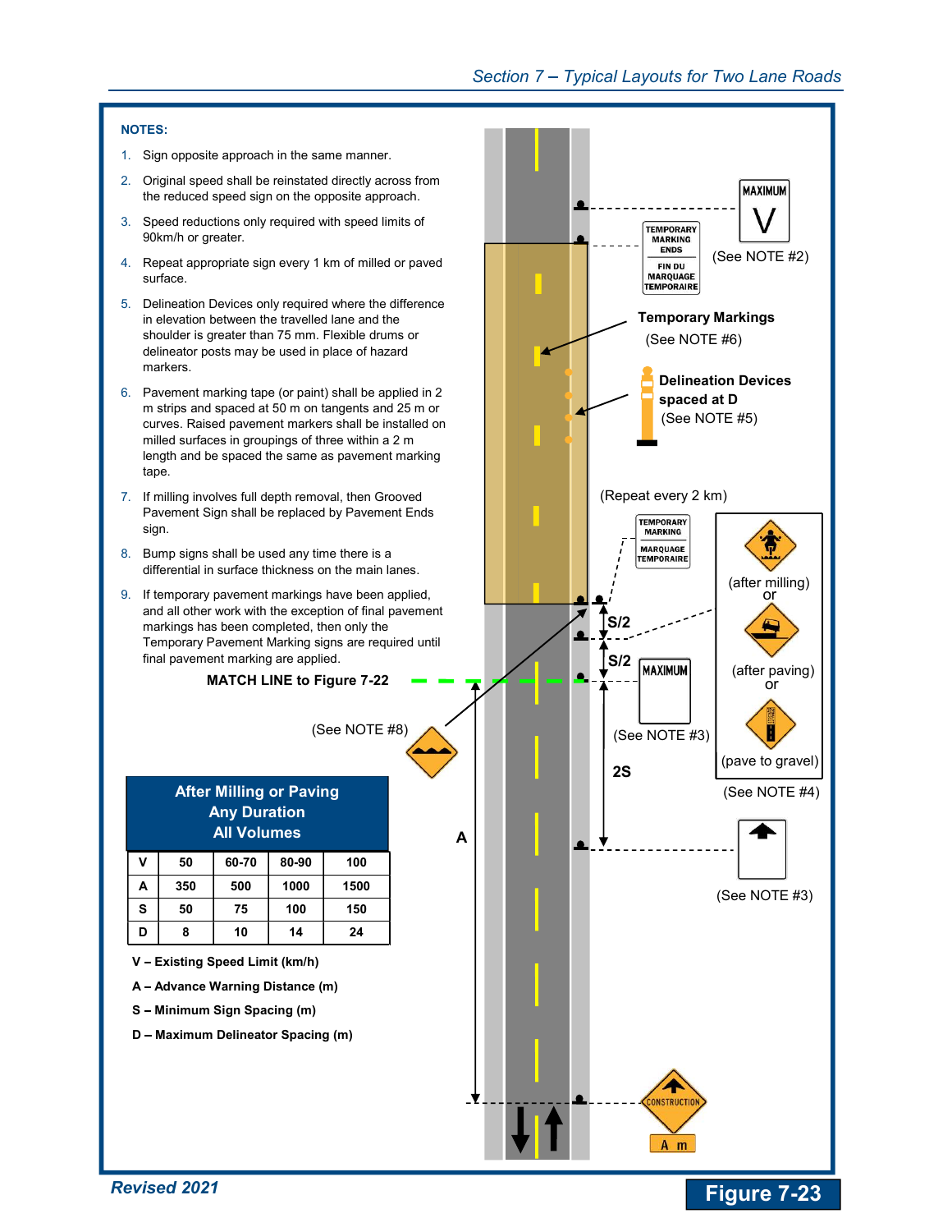**NOTES:**

1. Sign opposite approach in the same manner.
2. Original speed shall be reinstated directly across from the reduced speed sign on the opposite approach.
3. Speed reductions only required with speed limits of 90km/h or greater.
4. Repeat appropriate sign every 1 km of milled or paved surface.
5. Delineation Devices only required where the difference in elevation between the travelled lane and the shoulder is greater than 75 mm. Flexible drums or delineator posts may be used in place of hazard markers.
6. Pavement marking tape (or paint) shall be applied in 2 m strips and spaced at 50 m on tangents and 25 m or curves. Raised pavement markers shall be installed on milled surfaces in groupings of three within a 2 m length and be spaced the same as pavement marking tape.
7. If milling involves full depth removal, then Grooved Pavement Sign shall be replaced by Pavement Ends sign.
8. Bump signs shall be used any time there is a differential in surface thickness on the main lanes.
9. If temporary pavement markings have been applied, and all other work with the exception of final pavement markings has been completed, then only the Temporary Pavement Marking signs are required until final pavement marking are applied.

**MATCH LINE to Figure 7-22**

(See NOTE #8)

MAXIMUM V (See NOTE #2)

TEMPORARY MARKING ENDS / FIN DU MARQUAGE TEMPORAIRE

**Temporary Markings** (See NOTE #6)

**Delineation Devices spaced at D** (See NOTE #5)

(Repeat every 2 km)

TEMPORARY MARKING / MARQUAGE TEMPORAIRE

(after milling) or (after paving) or (pave to gravel)

(See NOTE #4)

S/2

S/2

MAXIMUM (See NOTE #3)

2S

(See NOTE #3)

A

CONSTRUCTION A m

| After Milling or Paving<br>Any Duration<br>All Volumes | | | | |
|---|---|---|---|---|
| V | 50 | 60-70 | 80-90 | 100 |
| A | 350 | 500 | 1000 | 1500 |
| S | 50 | 75 | 100 | 150 |
| D | 8 | 10 | 14 | 24 |

**V – Existing Speed Limit (km/h)**

**A – Advance Warning Distance (m)**

**S – Minimum Sign Spacing (m)**

**D – Maximum Delineator Spacing (m)**

**Figure 7-23**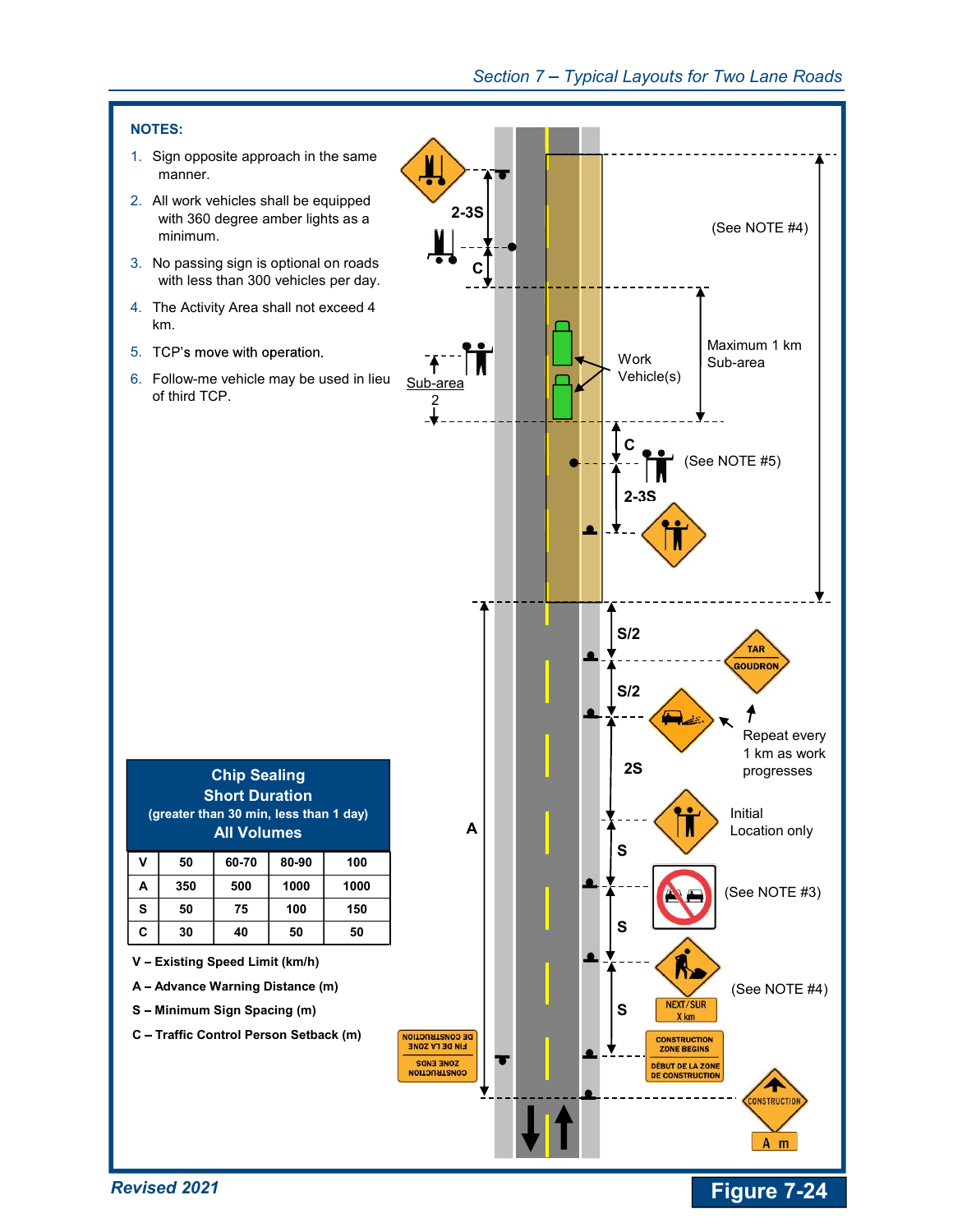**NOTES:**

1. Sign opposite approach in the same manner.
2. All work vehicles shall be equipped with 360 degree amber lights as a minimum.
3. No passing sign is optional on roads with less than 300 vehicles per day.
4. The Activity Area shall not exceed 4 km.
5. TCP's move with operation.
6. Follow-me vehicle may be used in lieu of third TCP.

2-3S

C

(See NOTE #4)

Maximum 1 km Sub-area

Sub-area 2

Work Vehicle(s)

C

(See NOTE #5)

2-3S

S/2

TAR GOUDRON

S/2

Repeat every 1 km as work progresses

2S

Initial Location only

A

S

(See NOTE #3)

S

(See NOTE #4)

NEXT/SUR X km

S

CONSTRUCTION ZONE ENDS / FIN DE LA ZONE DE CONSTRUCTION

CONSTRUCTION ZONE BEGINS / DÉBUT DE LA ZONE DE CONSTRUCTION

CONSTRUCTION

A m

**Chip Sealing**
**Short Duration**
**(greater than 30 min, less than 1 day)**
**All Volumes**

| V | 50 | 60-70 | 80-90 | 100 |
|---|---|---|---|---|
| A | 350 | 500 | 1000 | 1000 |
| S | 50 | 75 | 100 | 150 |
| C | 30 | 40 | 50 | 50 |

**V – Existing Speed Limit (km/h)**

**A – Advance Warning Distance (m)**

**S – Minimum Sign Spacing (m)**

**C – Traffic Control Person Setback (m)**

***Revised 2021***

**Figure 7-24**